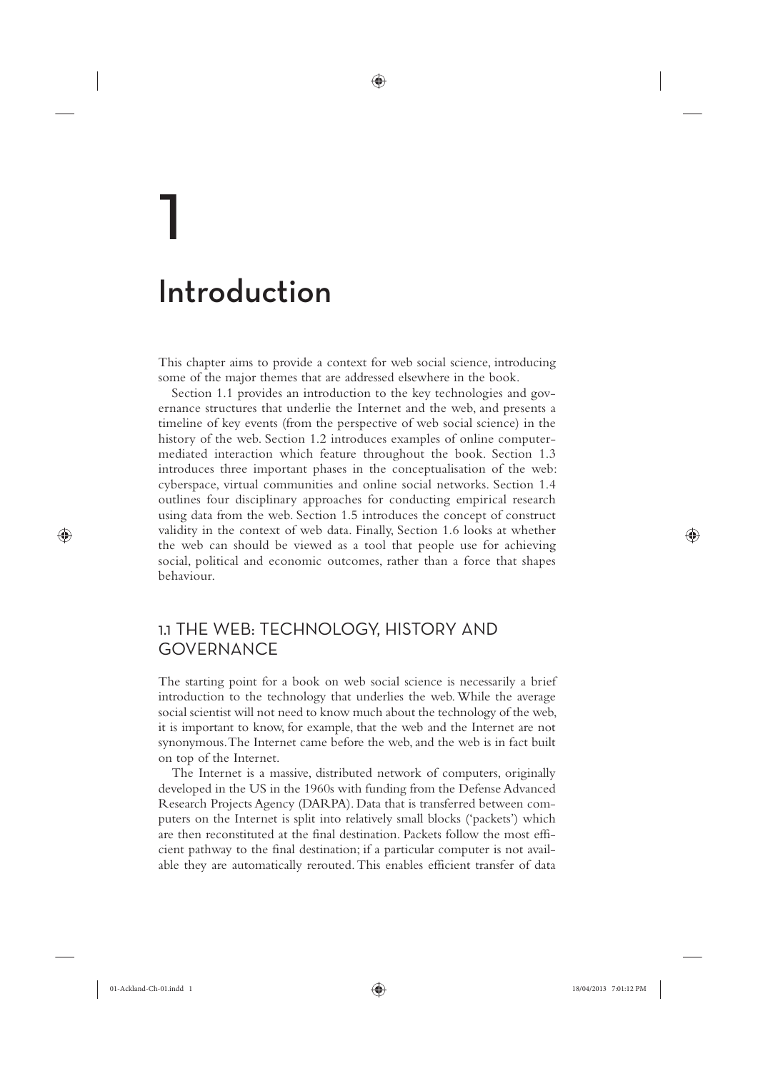# 1

# Introduction

This chapter aims to provide a context for web social science, introducing some of the major themes that are addressed elsewhere in the book.

Section 1.1 provides an introduction to the key technologies and governance structures that underlie the Internet and the web, and presents a timeline of key events (from the perspective of web social science) in the history of the web. Section 1.2 introduces examples of online computer-mediated interaction which feature throughout the book. Section 1.3 introduces three important phases in the conceptualisation of the web: cyberspace, virtual communities and online social networks. Section 1.4 outlines four disciplinary approaches for conducting empirical research using data from the web. Section 1.5 introduces the concept of construct validity in the context of web data. Finally, Section 1.6 looks at whether the web can should be viewed as a tool that people use for achieving social, political and economic outcomes, rather than a force that shapes behaviour.

## 1.1 THE WEB: TECHNOLOGY, HISTORY AND GOVERNANCE

The starting point for a book on web social science is necessarily a brief introduction to the technology that underlies the web. While the average social scientist will not need to know much about the technology of the web, it is important to know, for example, that the web and the Internet are not synonymous. The Internet came before the web, and the web is in fact built on top of the Internet.

The Internet is a massive, distributed network of computers, originally developed in the US in the 1960s with funding from the Defense Advanced Research Projects Agency (DARPA). Data that is transferred between computers on the Internet is split into relatively small blocks ('packets') which are then reconstituted at the final destination. Packets follow the most efficient pathway to the final destination; if a particular computer is not available they are automatically rerouted. This enables efficient transfer of data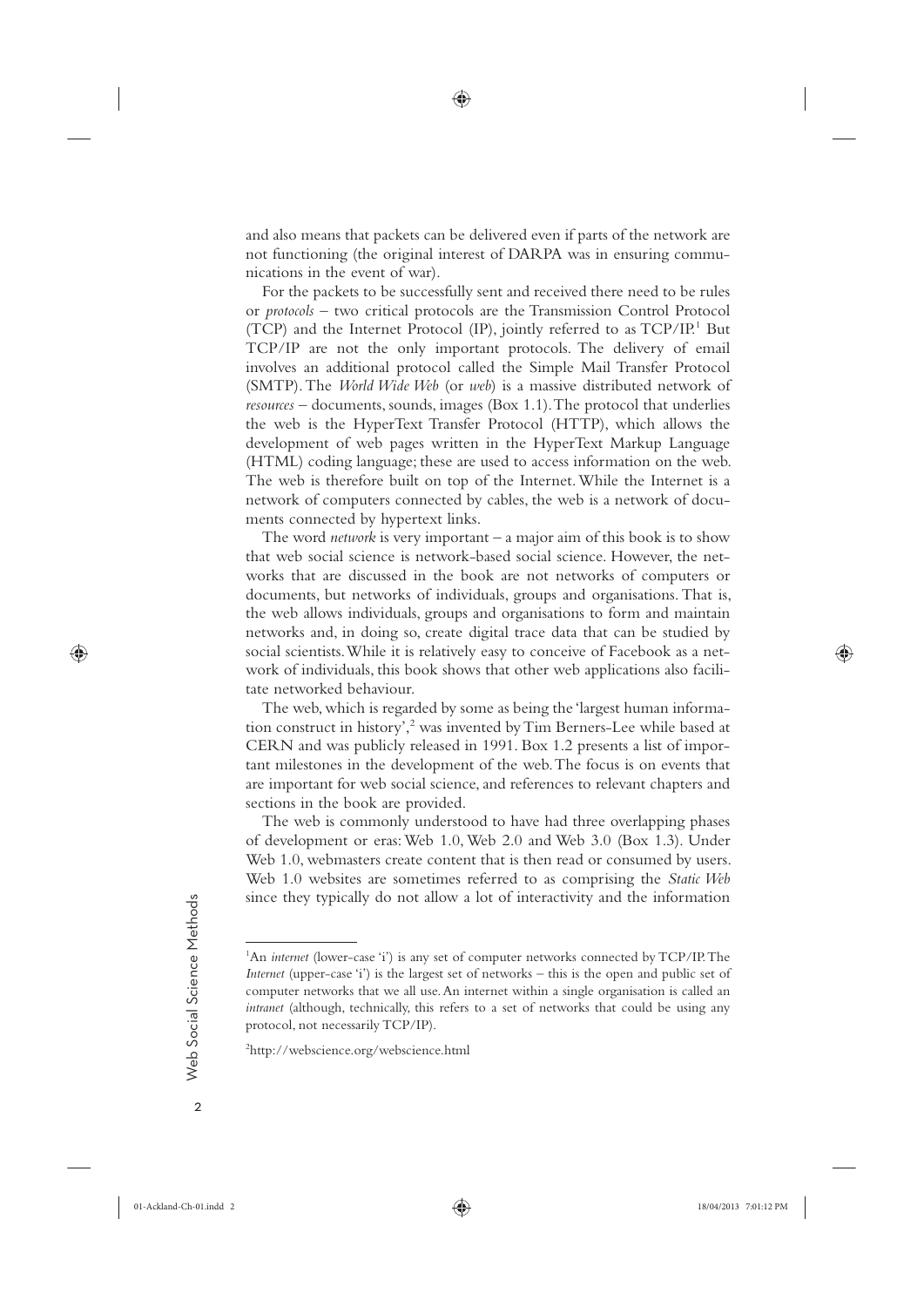and also means that packets can be delivered even if parts of the network are not functioning (the original interest of DARPA was in ensuring communications in the event of war).

For the packets to be successfully sent and received there need to be rules or *protocols* – two critical protocols are the Transmission Control Protocol (TCP) and the Internet Protocol (IP), jointly referred to as TCP/IP.[1] But TCP/IP are not the only important protocols. The delivery of email involves an additional protocol called the Simple Mail Transfer Protocol (SMTP). The *World Wide Web* (or *web*) is a massive distributed network of *resources* – documents, sounds, images (Box 1.1). The protocol that underlies the web is the HyperText Transfer Protocol (HTTP), which allows the development of web pages written in the HyperText Markup Language (HTML) coding language; these are used to access information on the web. The web is therefore built on top of the Internet. While the Internet is a network of computers connected by cables, the web is a network of documents connected by hypertext links.

The word *network* is very important – a major aim of this book is to show that web social science is network-based social science. However, the networks that are discussed in the book are not networks of computers or documents, but networks of individuals, groups and organisations. That is, the web allows individuals, groups and organisations to form and maintain networks and, in doing so, create digital trace data that can be studied by social scientists. While it is relatively easy to conceive of Facebook as a network of individuals, this book shows that other web applications also facilitate networked behaviour.

The web, which is regarded by some as being the 'largest human information construct in history',[2] was invented by Tim Berners-Lee while based at CERN and was publicly released in 1991. Box 1.2 presents a list of important milestones in the development of the web. The focus is on events that are important for web social science, and references to relevant chapters and sections in the book are provided.

The web is commonly understood to have had three overlapping phases of development or eras: Web 1.0, Web 2.0 and Web 3.0 (Box 1.3). Under Web 1.0, webmasters create content that is then read or consumed by users. Web 1.0 websites are sometimes referred to as comprising the *Static Web* since they typically do not allow a lot of interactivity and the information

---

[1] An *internet* (lower-case 'i') is any set of computer networks connected by TCP/IP. The *Internet* (upper-case 'i') is the largest set of networks – this is the open and public set of computer networks that we all use. An internet within a single organisation is called an *intranet* (although, technically, this refers to a set of networks that could be using any protocol, not necessarily TCP/IP).

[2] http://webscience.org/webscience.html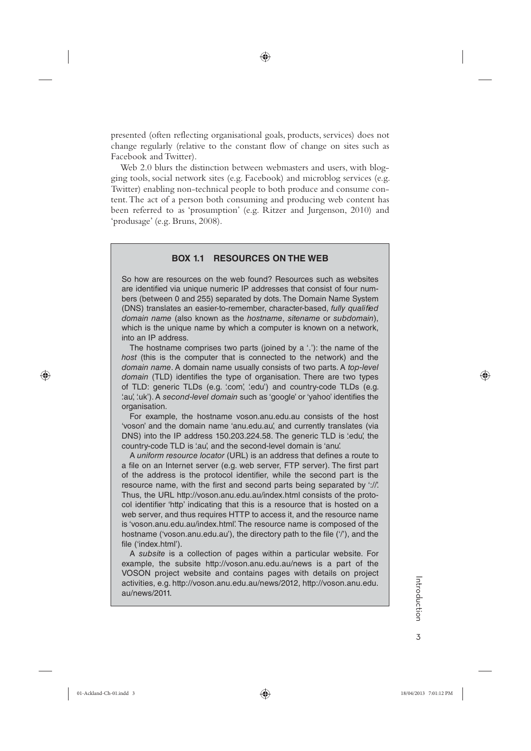presented (often reflecting organisational goals, products, services) does not change regularly (relative to the constant flow of change on sites such as Facebook and Twitter).

Web 2.0 blurs the distinction between webmasters and users, with blogging tools, social network sites (e.g. Facebook) and microblog services (e.g. Twitter) enabling non-technical people to both produce and consume content. The act of a person both consuming and producing web content has been referred to as 'prosumption' (e.g. Ritzer and Jurgenson, 2010) and 'produsage' (e.g. Bruns, 2008).

### BOX 1.1 RESOURCES ON THE WEB

So how are resources on the web found? Resources such as websites are identified via unique numeric IP addresses that consist of four numbers (between 0 and 255) separated by dots. The Domain Name System (DNS) translates an easier-to-remember, character-based, *fully qualified domain name* (also known as the *hostname*, *sitename* or *subdomain*), which is the unique name by which a computer is known on a network, into an IP address.

The hostname comprises two parts (joined by a '.'): the name of the *host* (this is the computer that is connected to the network) and the *domain name*. A domain name usually consists of two parts. A *top-level domain* (TLD) identifies the type of organisation. There are two types of TLD: generic TLDs (e.g. '.com', '.edu') and country-code TLDs (e.g. '.au', '.uk'). A *second-level domain* such as 'google' or 'yahoo' identifies the organisation.

For example, the hostname voson.anu.edu.au consists of the host 'voson' and the domain name 'anu.edu.au', and currently translates (via DNS) into the IP address 150.203.224.58. The generic TLD is '.edu', the country-code TLD is '.au', and the second-level domain is 'anu'.

A *uniform resource locator* (URL) is an address that defines a route to a file on an Internet server (e.g. web server, FTP server). The first part of the address is the protocol identifier, while the second part is the resource name, with the first and second parts being separated by '://'. Thus, the URL http://voson.anu.edu.au/index.html consists of the protocol identifier 'http' indicating that this is a resource that is hosted on a web server, and thus requires HTTP to access it, and the resource name is 'voson.anu.edu.au/index.html'. The resource name is composed of the hostname ('voson.anu.edu.au'), the directory path to the file ('/'), and the file ('index.html').

A *subsite* is a collection of pages within a particular website. For example, the subsite http://voson.anu.edu.au/news is a part of the VOSON project website and contains pages with details on project activities, e.g. http://voson.anu.edu.au/news/2012, http://voson.anu.edu.au/news/2011.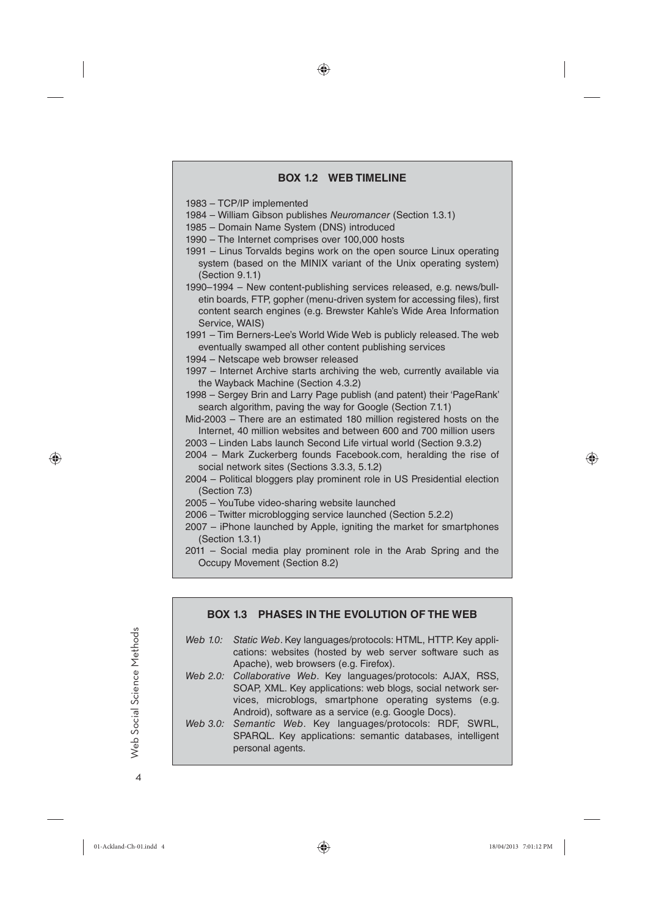### BOX 1.2 WEB TIMELINE

1983 – TCP/IP implemented

1984 – William Gibson publishes *Neuromancer* (Section 1.3.1)

1985 – Domain Name System (DNS) introduced

1990 – The Internet comprises over 100,000 hosts

1991 – Linus Torvalds begins work on the open source Linux operating system (based on the MINIX variant of the Unix operating system) (Section 9.1.1)

1990–1994 – New content-publishing services released, e.g. news/bulletin boards, FTP, gopher (menu-driven system for accessing files), first content search engines (e.g. Brewster Kahle's Wide Area Information Service, WAIS)

1991 – Tim Berners-Lee's World Wide Web is publicly released. The web eventually swamped all other content publishing services

1994 – Netscape web browser released

1997 – Internet Archive starts archiving the web, currently available via the Wayback Machine (Section 4.3.2)

1998 – Sergey Brin and Larry Page publish (and patent) their 'PageRank' search algorithm, paving the way for Google (Section 7.1.1)

Mid-2003 – There are an estimated 180 million registered hosts on the Internet, 40 million websites and between 600 and 700 million users

2003 – Linden Labs launch Second Life virtual world (Section 9.3.2)

2004 – Mark Zuckerberg founds Facebook.com, heralding the rise of social network sites (Sections 3.3.3, 5.1.2)

2004 – Political bloggers play prominent role in US Presidential election (Section 7.3)

2005 – YouTube video-sharing website launched

2006 – Twitter microblogging service launched (Section 5.2.2)

2007 – iPhone launched by Apple, igniting the market for smartphones (Section 1.3.1)

2011 – Social media play prominent role in the Arab Spring and the Occupy Movement (Section 8.2)

### BOX 1.3 PHASES IN THE EVOLUTION OF THE WEB

*Web 1.0:* *Static Web*. Key languages/protocols: HTML, HTTP. Key applications: websites (hosted by web server software such as Apache), web browsers (e.g. Firefox).

*Web 2.0:* *Collaborative Web*. Key languages/protocols: AJAX, RSS, SOAP, XML. Key applications: web blogs, social network services, microblogs, smartphone operating systems (e.g. Android), software as a service (e.g. Google Docs).

*Web 3.0:* *Semantic Web*. Key languages/protocols: RDF, SWRL, SPARQL. Key applications: semantic databases, intelligent personal agents.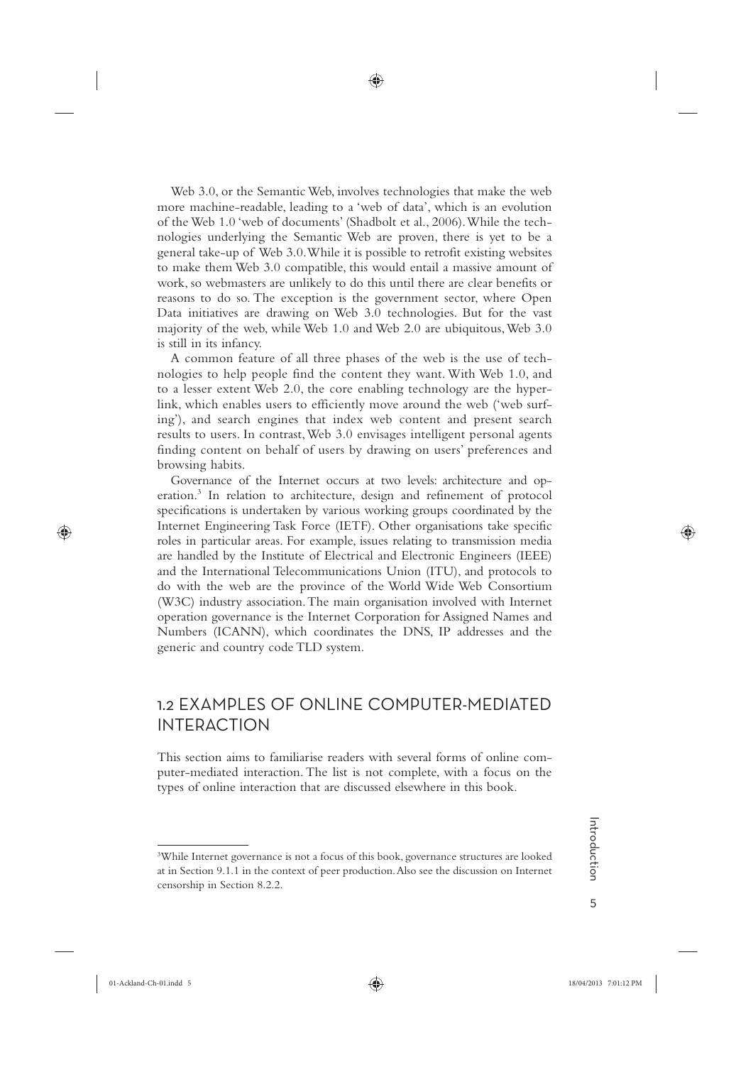Web 3.0, or the Semantic Web, involves technologies that make the web more machine-readable, leading to a 'web of data', which is an evolution of the Web 1.0 'web of documents' (Shadbolt et al., 2006). While the technologies underlying the Semantic Web are proven, there is yet to be a general take-up of Web 3.0. While it is possible to retrofit existing websites to make them Web 3.0 compatible, this would entail a massive amount of work, so webmasters are unlikely to do this until there are clear benefits or reasons to do so. The exception is the government sector, where Open Data initiatives are drawing on Web 3.0 technologies. But for the vast majority of the web, while Web 1.0 and Web 2.0 are ubiquitous, Web 3.0 is still in its infancy.

A common feature of all three phases of the web is the use of technologies to help people find the content they want. With Web 1.0, and to a lesser extent Web 2.0, the core enabling technology are the hyperlink, which enables users to efficiently move around the web ('web surfing'), and search engines that index web content and present search results to users. In contrast, Web 3.0 envisages intelligent personal agents finding content on behalf of users by drawing on users' preferences and browsing habits.

Governance of the Internet occurs at two levels: architecture and operation.[3] In relation to architecture, design and refinement of protocol specifications is undertaken by various working groups coordinated by the Internet Engineering Task Force (IETF). Other organisations take specific roles in particular areas. For example, issues relating to transmission media are handled by the Institute of Electrical and Electronic Engineers (IEEE) and the International Telecommunications Union (ITU), and protocols to do with the web are the province of the World Wide Web Consortium (W3C) industry association. The main organisation involved with Internet operation governance is the Internet Corporation for Assigned Names and Numbers (ICANN), which coordinates the DNS, IP addresses and the generic and country code TLD system.

## 1.2 EXAMPLES OF ONLINE COMPUTER-MEDIATED INTERACTION

This section aims to familiarise readers with several forms of online computer-mediated interaction. The list is not complete, with a focus on the types of online interaction that are discussed elsewhere in this book.

---

[3] While Internet governance is not a focus of this book, governance structures are looked at in Section 9.1.1 in the context of peer production. Also see the discussion on Internet censorship in Section 8.2.2.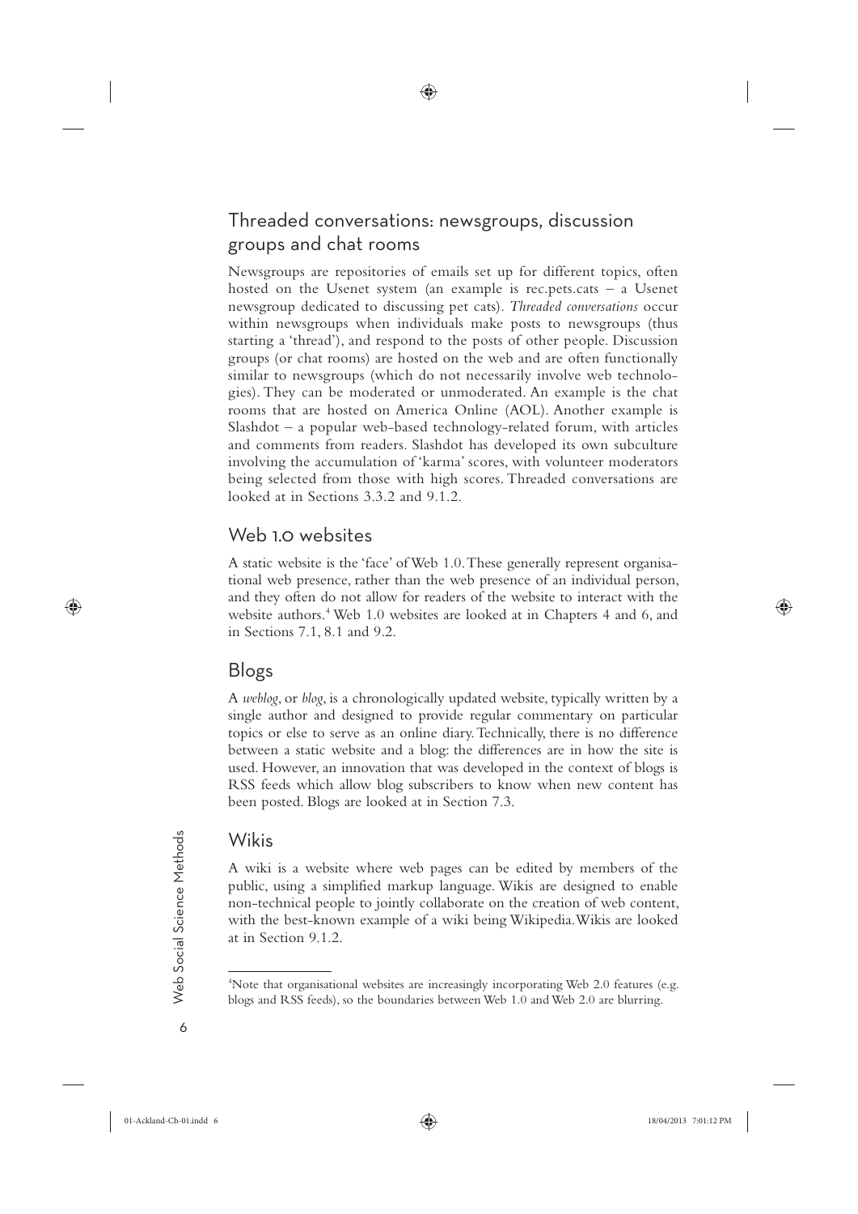## Threaded conversations: newsgroups, discussion groups and chat rooms

Newsgroups are repositories of emails set up for different topics, often hosted on the Usenet system (an example is rec.pets.cats – a Usenet newsgroup dedicated to discussing pet cats). *Threaded conversations* occur within newsgroups when individuals make posts to newsgroups (thus starting a 'thread'), and respond to the posts of other people. Discussion groups (or chat rooms) are hosted on the web and are often functionally similar to newsgroups (which do not necessarily involve web technologies). They can be moderated or unmoderated. An example is the chat rooms that are hosted on America Online (AOL). Another example is Slashdot – a popular web-based technology-related forum, with articles and comments from readers. Slashdot has developed its own subculture involving the accumulation of 'karma' scores, with volunteer moderators being selected from those with high scores. Threaded conversations are looked at in Sections 3.3.2 and 9.1.2.

## Web 1.0 websites

A static website is the 'face' of Web 1.0. These generally represent organisational web presence, rather than the web presence of an individual person, and they often do not allow for readers of the website to interact with the website authors.[4] Web 1.0 websites are looked at in Chapters 4 and 6, and in Sections 7.1, 8.1 and 9.2.

## Blogs

A *weblog*, or *blog*, is a chronologically updated website, typically written by a single author and designed to provide regular commentary on particular topics or else to serve as an online diary. Technically, there is no difference between a static website and a blog: the differences are in how the site is used. However, an innovation that was developed in the context of blogs is RSS feeds which allow blog subscribers to know when new content has been posted. Blogs are looked at in Section 7.3.

## Wikis

A wiki is a website where web pages can be edited by members of the public, using a simplified markup language. Wikis are designed to enable non-technical people to jointly collaborate on the creation of web content, with the best-known example of a wiki being Wikipedia. Wikis are looked at in Section 9.1.2.

---

[4] Note that organisational websites are increasingly incorporating Web 2.0 features (e.g. blogs and RSS feeds), so the boundaries between Web 1.0 and Web 2.0 are blurring.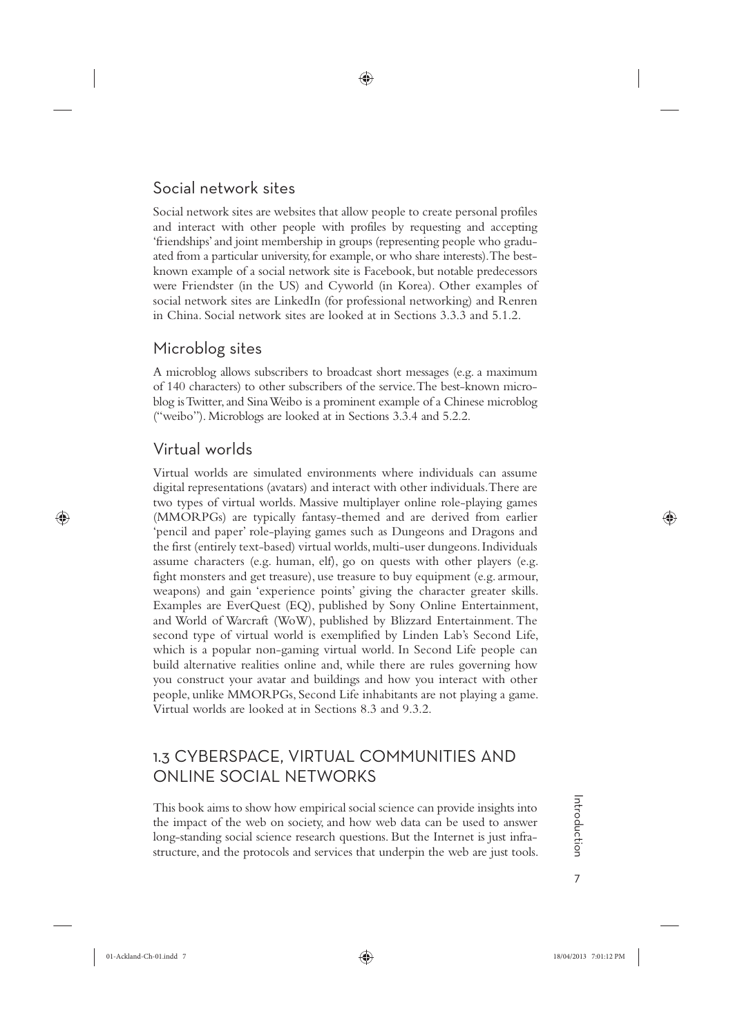## Social network sites

Social network sites are websites that allow people to create personal profiles and interact with other people with profiles by requesting and accepting 'friendships' and joint membership in groups (representing people who graduated from a particular university, for example, or who share interests). The best-known example of a social network site is Facebook, but notable predecessors were Friendster (in the US) and Cyworld (in Korea). Other examples of social network sites are LinkedIn (for professional networking) and Renren in China. Social network sites are looked at in Sections 3.3.3 and 5.1.2.

## Microblog sites

A microblog allows subscribers to broadcast short messages (e.g. a maximum of 140 characters) to other subscribers of the service. The best-known microblog is Twitter, and Sina Weibo is a prominent example of a Chinese microblog ("weibo"). Microblogs are looked at in Sections 3.3.4 and 5.2.2.

## Virtual worlds

Virtual worlds are simulated environments where individuals can assume digital representations (avatars) and interact with other individuals. There are two types of virtual worlds. Massive multiplayer online role-playing games (MMORPGs) are typically fantasy-themed and are derived from earlier 'pencil and paper' role-playing games such as Dungeons and Dragons and the first (entirely text-based) virtual worlds, multi-user dungeons. Individuals assume characters (e.g. human, elf), go on quests with other players (e.g. fight monsters and get treasure), use treasure to buy equipment (e.g. armour, weapons) and gain 'experience points' giving the character greater skills. Examples are EverQuest (EQ), published by Sony Online Entertainment, and World of Warcraft (WoW), published by Blizzard Entertainment. The second type of virtual world is exemplified by Linden Lab's Second Life, which is a popular non-gaming virtual world. In Second Life people can build alternative realities online and, while there are rules governing how you construct your avatar and buildings and how you interact with other people, unlike MMORPGs, Second Life inhabitants are not playing a game. Virtual worlds are looked at in Sections 8.3 and 9.3.2.

# 1.3 CYBERSPACE, VIRTUAL COMMUNITIES AND ONLINE SOCIAL NETWORKS

This book aims to show how empirical social science can provide insights into the impact of the web on society, and how web data can be used to answer long-standing social science research questions. But the Internet is just infrastructure, and the protocols and services that underpin the web are just tools.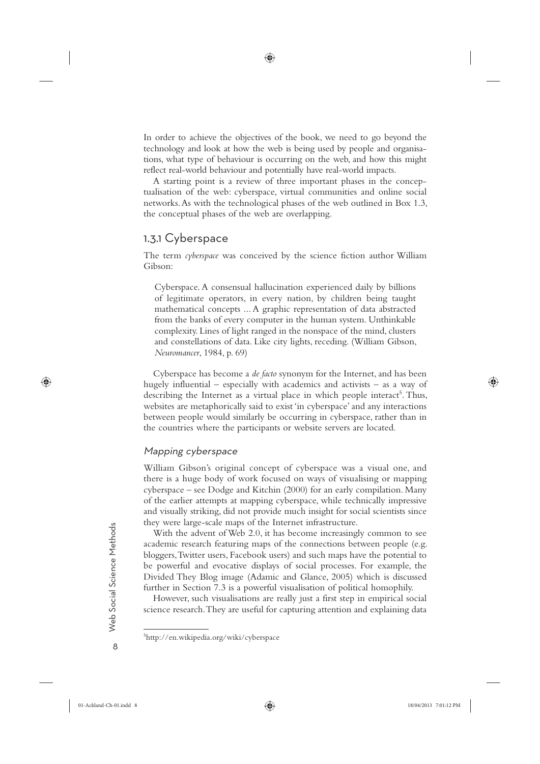In order to achieve the objectives of the book, we need to go beyond the technology and look at how the web is being used by people and organisations, what type of behaviour is occurring on the web, and how this might reflect real-world behaviour and potentially have real-world impacts.

A starting point is a review of three important phases in the conceptualisation of the web: cyberspace, virtual communities and online social networks. As with the technological phases of the web outlined in Box 1.3, the conceptual phases of the web are overlapping.

## 1.3.1 Cyberspace

The term *cyberspace* was conceived by the science fiction author William Gibson:

> Cyberspace. A consensual hallucination experienced daily by billions of legitimate operators, in every nation, by children being taught mathematical concepts ... A graphic representation of data abstracted from the banks of every computer in the human system. Unthinkable complexity. Lines of light ranged in the nonspace of the mind, clusters and constellations of data. Like city lights, receding. (William Gibson, *Neuromancer*, 1984, p. 69)

Cyberspace has become a *de facto* synonym for the Internet, and has been hugely influential – especially with academics and activists – as a way of describing the Internet as a virtual place in which people interact[5]. Thus, websites are metaphorically said to exist 'in cyberspace' and any interactions between people would similarly be occurring in cyberspace, rather than in the countries where the participants or website servers are located.

### *Mapping cyberspace*

William Gibson's original concept of cyberspace was a visual one, and there is a huge body of work focused on ways of visualising or mapping cyberspace – see Dodge and Kitchin (2000) for an early compilation. Many of the earlier attempts at mapping cyberspace, while technically impressive and visually striking, did not provide much insight for social scientists since they were large-scale maps of the Internet infrastructure.

With the advent of Web 2.0, it has become increasingly common to see academic research featuring maps of the connections between people (e.g. bloggers, Twitter users, Facebook users) and such maps have the potential to be powerful and evocative displays of social processes. For example, the Divided They Blog image (Adamic and Glance, 2005) which is discussed further in Section 7.3 is a powerful visualisation of political homophily.

However, such visualisations are really just a first step in empirical social science research. They are useful for capturing attention and explaining data

---

[5] http://en.wikipedia.org/wiki/cyberspace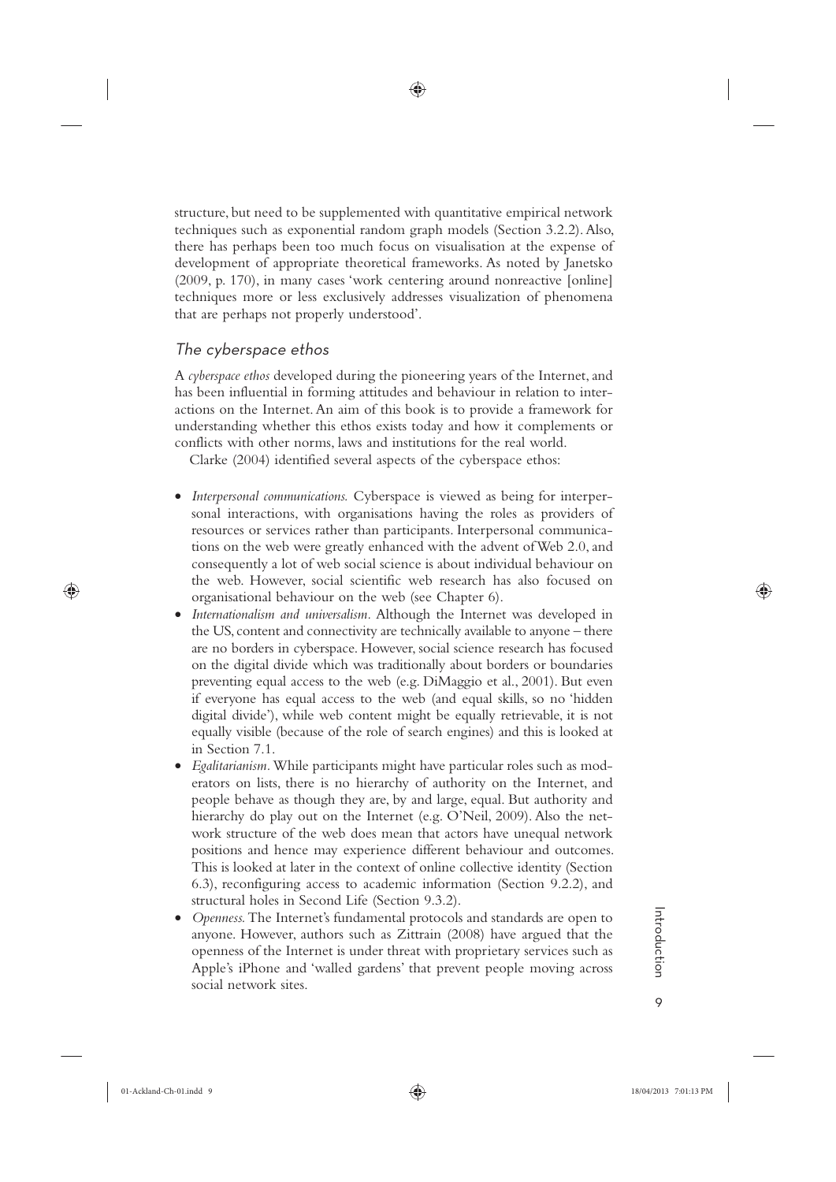structure, but need to be supplemented with quantitative empirical network techniques such as exponential random graph models (Section 3.2.2). Also, there has perhaps been too much focus on visualisation at the expense of development of appropriate theoretical frameworks. As noted by Janetsko (2009, p. 170), in many cases 'work centering around nonreactive [online] techniques more or less exclusively addresses visualization of phenomena that are perhaps not properly understood'.

### The cyberspace ethos

A *cyberspace ethos* developed during the pioneering years of the Internet, and has been influential in forming attitudes and behaviour in relation to interactions on the Internet. An aim of this book is to provide a framework for understanding whether this ethos exists today and how it complements or conflicts with other norms, laws and institutions for the real world.

Clarke (2004) identified several aspects of the cyberspace ethos:

- *Interpersonal communications.* Cyberspace is viewed as being for interpersonal interactions, with organisations having the roles as providers of resources or services rather than participants. Interpersonal communications on the web were greatly enhanced with the advent of Web 2.0, and consequently a lot of web social science is about individual behaviour on the web. However, social scientific web research has also focused on organisational behaviour on the web (see Chapter 6).
- *Internationalism and universalism.* Although the Internet was developed in the US, content and connectivity are technically available to anyone – there are no borders in cyberspace. However, social science research has focused on the digital divide which was traditionally about borders or boundaries preventing equal access to the web (e.g. DiMaggio et al., 2001). But even if everyone has equal access to the web (and equal skills, so no 'hidden digital divide'), while web content might be equally retrievable, it is not equally visible (because of the role of search engines) and this is looked at in Section 7.1.
- *Egalitarianism.* While participants might have particular roles such as moderators on lists, there is no hierarchy of authority on the Internet, and people behave as though they are, by and large, equal. But authority and hierarchy do play out on the Internet (e.g. O'Neil, 2009). Also the network structure of the web does mean that actors have unequal network positions and hence may experience different behaviour and outcomes. This is looked at later in the context of online collective identity (Section 6.3), reconfiguring access to academic information (Section 9.2.2), and structural holes in Second Life (Section 9.3.2).
- *Openness.* The Internet's fundamental protocols and standards are open to anyone. However, authors such as Zittrain (2008) have argued that the openness of the Internet is under threat with proprietary services such as Apple's iPhone and 'walled gardens' that prevent people moving across social network sites.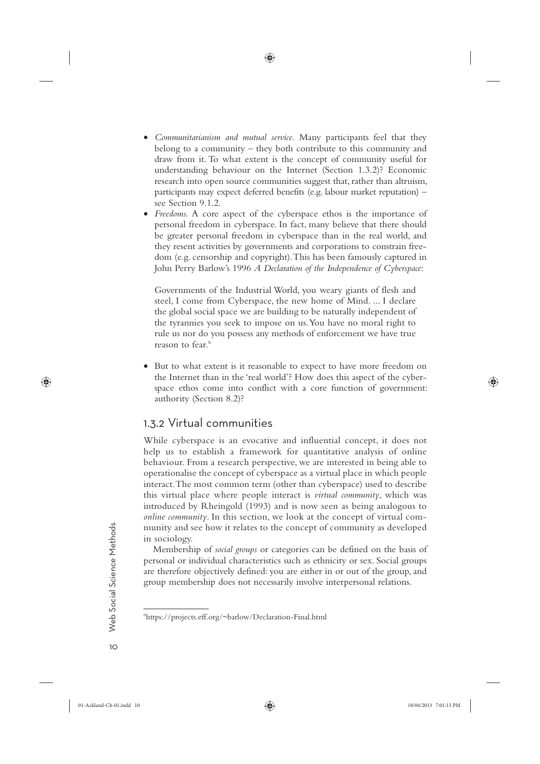- *Communitarianism and mutual service.* Many participants feel that they belong to a community – they both contribute to this community and draw from it. To what extent is the concept of community useful for understanding behaviour on the Internet (Section 1.3.2)? Economic research into open source communities suggest that, rather than altruism, participants may expect deferred benefits (e.g. labour market reputation) – see Section 9.1.2.
- *Freedoms.* A core aspect of the cyberspace ethos is the importance of personal freedom in cyberspace. In fact, many believe that there should be greater personal freedom in cyberspace than in the real world, and they resent activities by governments and corporations to constrain freedom (e.g. censorship and copyright). This has been famously captured in John Perry Barlow's 1996 *A Declaration of the Independence of Cyberspace*:

  Governments of the Industrial World, you weary giants of flesh and steel, I come from Cyberspace, the new home of Mind. ... I declare the global social space we are building to be naturally independent of the tyrannies you seek to impose on us. You have no moral right to rule us nor do you possess any methods of enforcement we have true reason to fear.[6]

- But to what extent is it reasonable to expect to have more freedom on the Internet than in the 'real world'? How does this aspect of the cyberspace ethos come into conflict with a core function of government: authority (Section 8.2)?

## 1.3.2 Virtual communities

While cyberspace is an evocative and influential concept, it does not help us to establish a framework for quantitative analysis of online behaviour. From a research perspective, we are interested in being able to operationalise the concept of cyberspace as a virtual place in which people interact. The most common term (other than cyberspace) used to describe this virtual place where people interact is *virtual community*, which was introduced by Rheingold (1993) and is now seen as being analogous to *online community*. In this section, we look at the concept of virtual community and see how it relates to the concept of community as developed in sociology.

Membership of *social groups* or categories can be defined on the basis of personal or individual characteristics such as ethnicity or sex. Social groups are therefore objectively defined: you are either in or out of the group, and group membership does not necessarily involve interpersonal relations.

---

[6] https://projects.eff.org/~barlow/Declaration-Final.html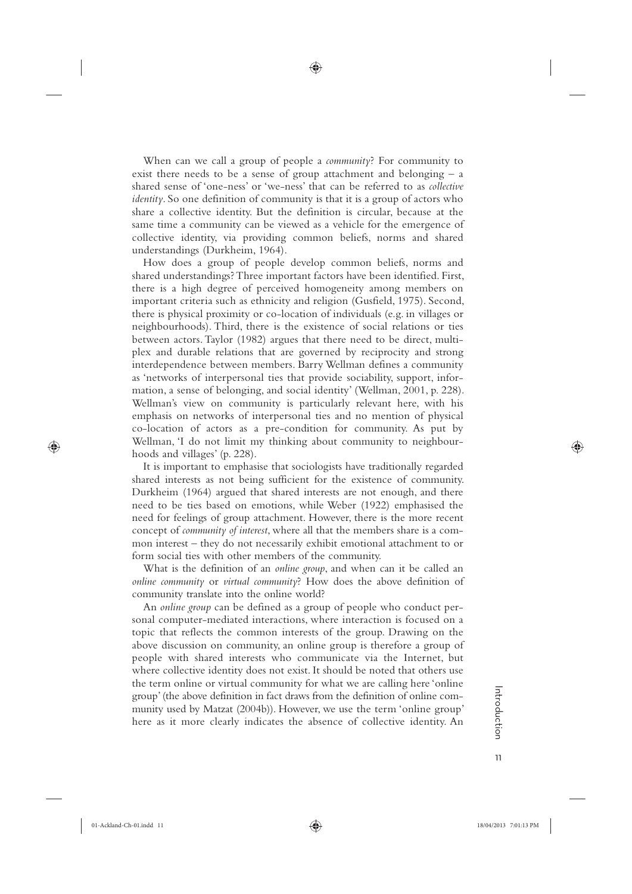When can we call a group of people a *community*? For community to exist there needs to be a sense of group attachment and belonging – a shared sense of 'one-ness' or 'we-ness' that can be referred to as *collective identity*. So one definition of community is that it is a group of actors who share a collective identity. But the definition is circular, because at the same time a community can be viewed as a vehicle for the emergence of collective identity, via providing common beliefs, norms and shared understandings (Durkheim, 1964).

How does a group of people develop common beliefs, norms and shared understandings? Three important factors have been identified. First, there is a high degree of perceived homogeneity among members on important criteria such as ethnicity and religion (Gusfield, 1975). Second, there is physical proximity or co-location of individuals (e.g. in villages or neighbourhoods). Third, there is the existence of social relations or ties between actors. Taylor (1982) argues that there need to be direct, multiplex and durable relations that are governed by reciprocity and strong interdependence between members. Barry Wellman defines a community as 'networks of interpersonal ties that provide sociability, support, information, a sense of belonging, and social identity' (Wellman, 2001, p. 228). Wellman's view on community is particularly relevant here, with his emphasis on networks of interpersonal ties and no mention of physical co-location of actors as a pre-condition for community. As put by Wellman, 'I do not limit my thinking about community to neighbourhoods and villages' (p. 228).

It is important to emphasise that sociologists have traditionally regarded shared interests as not being sufficient for the existence of community. Durkheim (1964) argued that shared interests are not enough, and there need to be ties based on emotions, while Weber (1922) emphasised the need for feelings of group attachment. However, there is the more recent concept of *community of interest*, where all that the members share is a common interest – they do not necessarily exhibit emotional attachment to or form social ties with other members of the community.

What is the definition of an *online group*, and when can it be called an *online community* or *virtual community*? How does the above definition of community translate into the online world?

An *online group* can be defined as a group of people who conduct personal computer-mediated interactions, where interaction is focused on a topic that reflects the common interests of the group. Drawing on the above discussion on community, an online group is therefore a group of people with shared interests who communicate via the Internet, but where collective identity does not exist. It should be noted that others use the term online or virtual community for what we are calling here 'online group' (the above definition in fact draws from the definition of online community used by Matzat (2004b)). However, we use the term 'online group' here as it more clearly indicates the absence of collective identity. An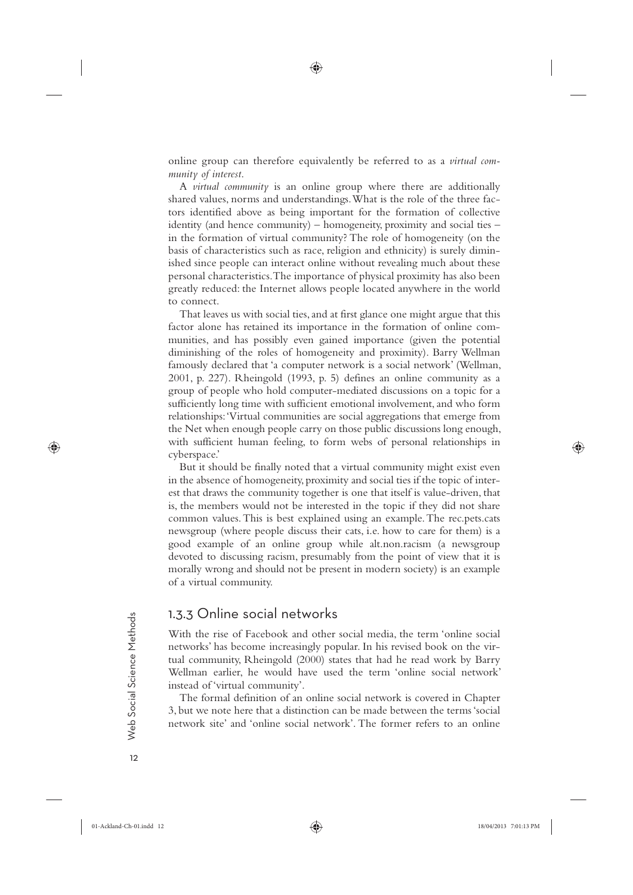online group can therefore equivalently be referred to as a *virtual community of interest*.

A *virtual community* is an online group where there are additionally shared values, norms and understandings. What is the role of the three factors identified above as being important for the formation of collective identity (and hence community) – homogeneity, proximity and social ties – in the formation of virtual community? The role of homogeneity (on the basis of characteristics such as race, religion and ethnicity) is surely diminished since people can interact online without revealing much about these personal characteristics. The importance of physical proximity has also been greatly reduced: the Internet allows people located anywhere in the world to connect.

That leaves us with social ties, and at first glance one might argue that this factor alone has retained its importance in the formation of online communities, and has possibly even gained importance (given the potential diminishing of the roles of homogeneity and proximity). Barry Wellman famously declared that 'a computer network is a social network' (Wellman, 2001, p. 227). Rheingold (1993, p. 5) defines an online community as a group of people who hold computer-mediated discussions on a topic for a sufficiently long time with sufficient emotional involvement, and who form relationships: 'Virtual communities are social aggregations that emerge from the Net when enough people carry on those public discussions long enough, with sufficient human feeling, to form webs of personal relationships in cyberspace.'

But it should be finally noted that a virtual community might exist even in the absence of homogeneity, proximity and social ties if the topic of interest that draws the community together is one that itself is value-driven, that is, the members would not be interested in the topic if they did not share common values. This is best explained using an example. The rec.pets.cats newsgroup (where people discuss their cats, i.e. how to care for them) is a good example of an online group while alt.non.racism (a newsgroup devoted to discussing racism, presumably from the point of view that it is morally wrong and should not be present in modern society) is an example of a virtual community.

### 1.3.3 Online social networks

With the rise of Facebook and other social media, the term 'online social networks' has become increasingly popular. In his revised book on the virtual community, Rheingold (2000) states that had he read work by Barry Wellman earlier, he would have used the term 'online social network' instead of 'virtual community'.

The formal definition of an online social network is covered in Chapter 3, but we note here that a distinction can be made between the terms 'social network site' and 'online social network'. The former refers to an online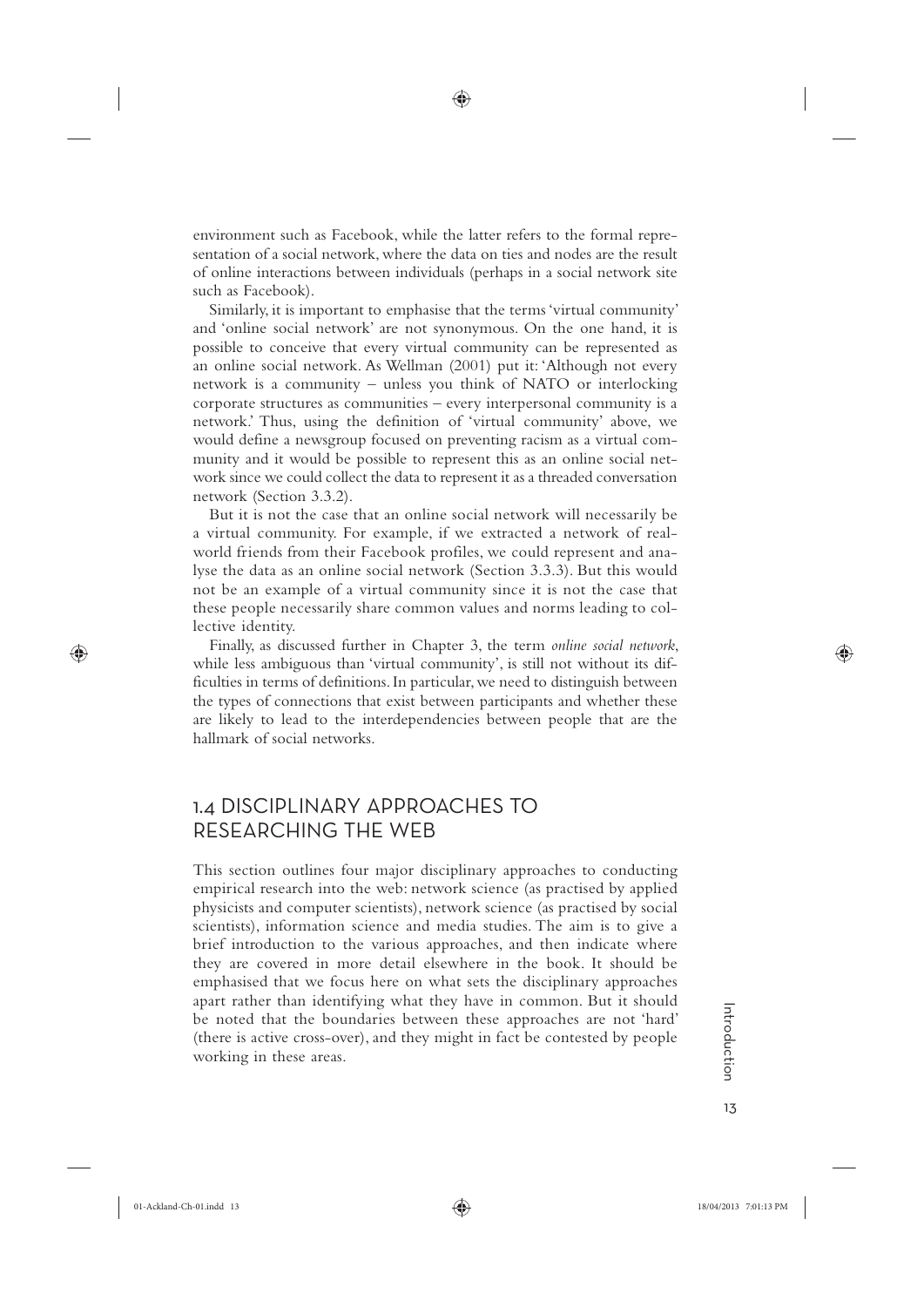environment such as Facebook, while the latter refers to the formal representation of a social network, where the data on ties and nodes are the result of online interactions between individuals (perhaps in a social network site such as Facebook).

Similarly, it is important to emphasise that the terms 'virtual community' and 'online social network' are not synonymous. On the one hand, it is possible to conceive that every virtual community can be represented as an online social network. As Wellman (2001) put it: 'Although not every network is a community – unless you think of NATO or interlocking corporate structures as communities – every interpersonal community is a network.' Thus, using the definition of 'virtual community' above, we would define a newsgroup focused on preventing racism as a virtual community and it would be possible to represent this as an online social network since we could collect the data to represent it as a threaded conversation network (Section 3.3.2).

But it is not the case that an online social network will necessarily be a virtual community. For example, if we extracted a network of real-world friends from their Facebook profiles, we could represent and analyse the data as an online social network (Section 3.3.3). But this would not be an example of a virtual community since it is not the case that these people necessarily share common values and norms leading to collective identity.

Finally, as discussed further in Chapter 3, the term *online social network*, while less ambiguous than 'virtual community', is still not without its difficulties in terms of definitions. In particular, we need to distinguish between the types of connections that exist between participants and whether these are likely to lead to the interdependencies between people that are the hallmark of social networks.

## 1.4 DISCIPLINARY APPROACHES TO RESEARCHING THE WEB

This section outlines four major disciplinary approaches to conducting empirical research into the web: network science (as practised by applied physicists and computer scientists), network science (as practised by social scientists), information science and media studies. The aim is to give a brief introduction to the various approaches, and then indicate where they are covered in more detail elsewhere in the book. It should be emphasised that we focus here on what sets the disciplinary approaches apart rather than identifying what they have in common. But it should be noted that the boundaries between these approaches are not 'hard' (there is active cross-over), and they might in fact be contested by people working in these areas.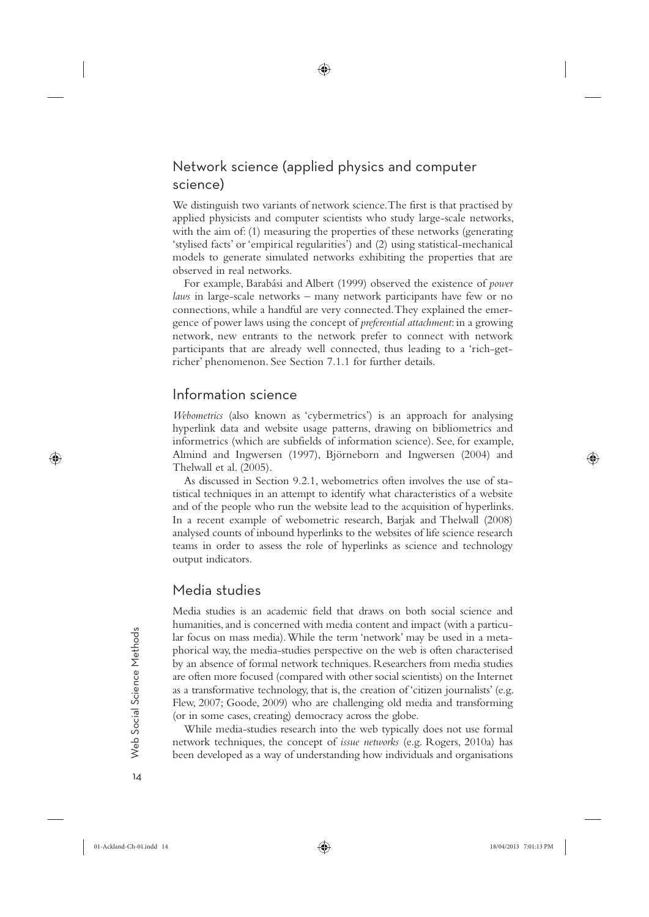## Network science (applied physics and computer science)

We distinguish two variants of network science. The first is that practised by applied physicists and computer scientists who study large-scale networks, with the aim of: (1) measuring the properties of these networks (generating 'stylised facts' or 'empirical regularities') and (2) using statistical-mechanical models to generate simulated networks exhibiting the properties that are observed in real networks.

For example, Barabási and Albert (1999) observed the existence of *power laws* in large-scale networks – many network participants have few or no connections, while a handful are very connected. They explained the emergence of power laws using the concept of *preferential attachment*: in a growing network, new entrants to the network prefer to connect with network participants that are already well connected, thus leading to a 'rich-get-richer' phenomenon. See Section 7.1.1 for further details.

## Information science

*Webometrics* (also known as 'cybermetrics') is an approach for analysing hyperlink data and website usage patterns, drawing on bibliometrics and informetrics (which are subfields of information science). See, for example, Almind and Ingwersen (1997), Björneborn and Ingwersen (2004) and Thelwall et al. (2005).

As discussed in Section 9.2.1, webometrics often involves the use of statistical techniques in an attempt to identify what characteristics of a website and of the people who run the website lead to the acquisition of hyperlinks. In a recent example of webometric research, Barjak and Thelwall (2008) analysed counts of inbound hyperlinks to the websites of life science research teams in order to assess the role of hyperlinks as science and technology output indicators.

## Media studies

Media studies is an academic field that draws on both social science and humanities, and is concerned with media content and impact (with a particular focus on mass media). While the term 'network' may be used in a metaphorical way, the media-studies perspective on the web is often characterised by an absence of formal network techniques. Researchers from media studies are often more focused (compared with other social scientists) on the Internet as a transformative technology, that is, the creation of 'citizen journalists' (e.g. Flew, 2007; Goode, 2009) who are challenging old media and transforming (or in some cases, creating) democracy across the globe.

While media-studies research into the web typically does not use formal network techniques, the concept of *issue networks* (e.g. Rogers, 2010a) has been developed as a way of understanding how individuals and organisations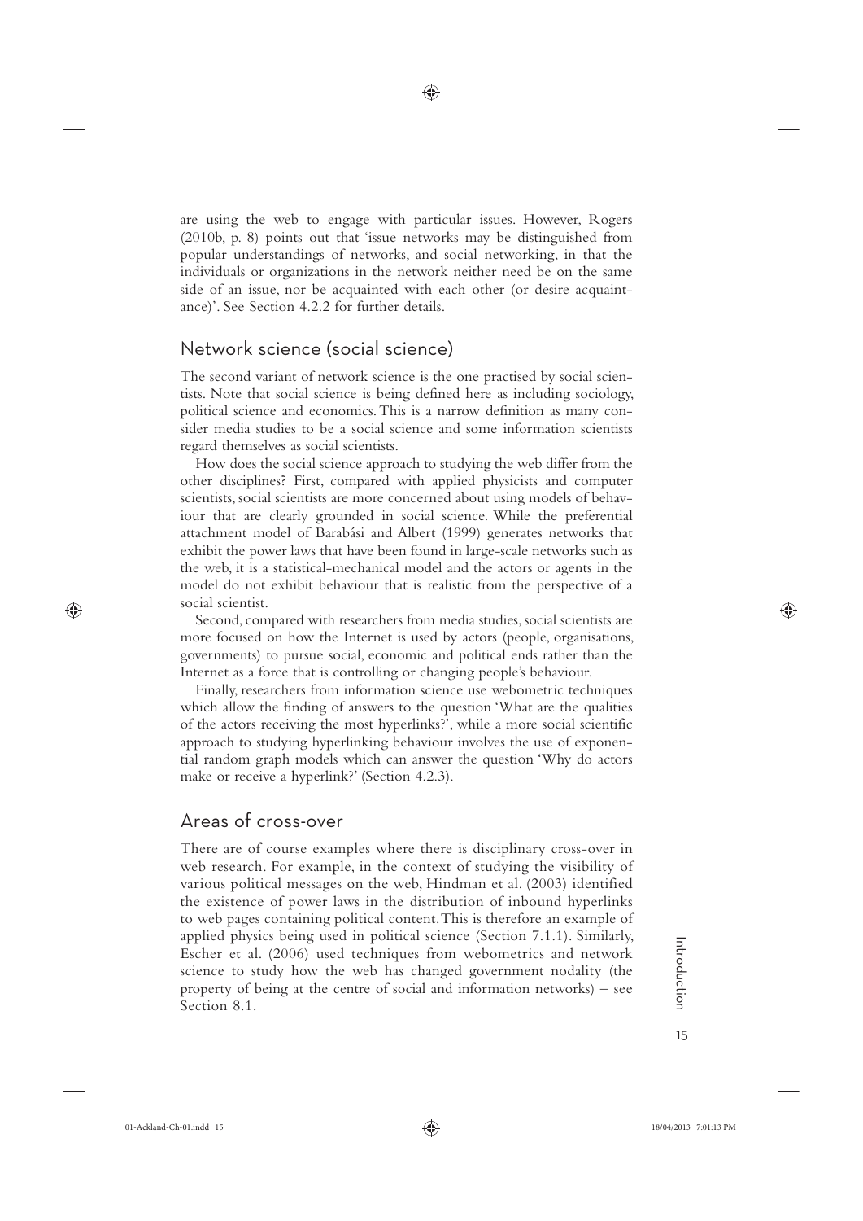are using the web to engage with particular issues. However, Rogers (2010b, p. 8) points out that 'issue networks may be distinguished from popular understandings of networks, and social networking, in that the individuals or organizations in the network neither need be on the same side of an issue, nor be acquainted with each other (or desire acquaintance)'. See Section 4.2.2 for further details.

## Network science (social science)

The second variant of network science is the one practised by social scientists. Note that social science is being defined here as including sociology, political science and economics. This is a narrow definition as many consider media studies to be a social science and some information scientists regard themselves as social scientists.

How does the social science approach to studying the web differ from the other disciplines? First, compared with applied physicists and computer scientists, social scientists are more concerned about using models of behaviour that are clearly grounded in social science. While the preferential attachment model of Barabási and Albert (1999) generates networks that exhibit the power laws that have been found in large-scale networks such as the web, it is a statistical-mechanical model and the actors or agents in the model do not exhibit behaviour that is realistic from the perspective of a social scientist.

Second, compared with researchers from media studies, social scientists are more focused on how the Internet is used by actors (people, organisations, governments) to pursue social, economic and political ends rather than the Internet as a force that is controlling or changing people's behaviour.

Finally, researchers from information science use webometric techniques which allow the finding of answers to the question 'What are the qualities of the actors receiving the most hyperlinks?', while a more social scientific approach to studying hyperlinking behaviour involves the use of exponential random graph models which can answer the question 'Why do actors make or receive a hyperlink?' (Section 4.2.3).

## Areas of cross-over

There are of course examples where there is disciplinary cross-over in web research. For example, in the context of studying the visibility of various political messages on the web, Hindman et al. (2003) identified the existence of power laws in the distribution of inbound hyperlinks to web pages containing political content. This is therefore an example of applied physics being used in political science (Section 7.1.1). Similarly, Escher et al. (2006) used techniques from webometrics and network science to study how the web has changed government nodality (the property of being at the centre of social and information networks) – see Section 8.1.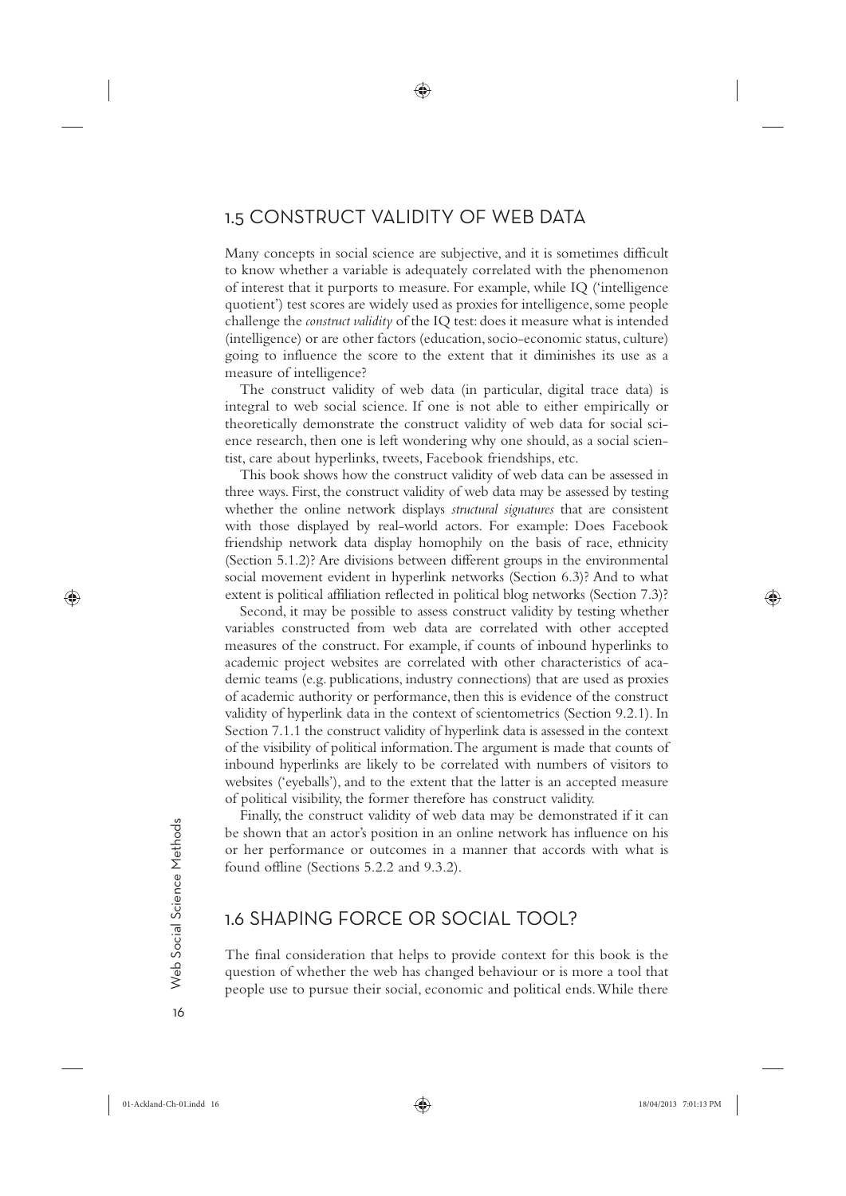## 1.5 CONSTRUCT VALIDITY OF WEB DATA

Many concepts in social science are subjective, and it is sometimes difficult to know whether a variable is adequately correlated with the phenomenon of interest that it purports to measure. For example, while IQ ('intelligence quotient') test scores are widely used as proxies for intelligence, some people challenge the *construct validity* of the IQ test: does it measure what is intended (intelligence) or are other factors (education, socio-economic status, culture) going to influence the score to the extent that it diminishes its use as a measure of intelligence?

The construct validity of web data (in particular, digital trace data) is integral to web social science. If one is not able to either empirically or theoretically demonstrate the construct validity of web data for social science research, then one is left wondering why one should, as a social scientist, care about hyperlinks, tweets, Facebook friendships, etc.

This book shows how the construct validity of web data can be assessed in three ways. First, the construct validity of web data may be assessed by testing whether the online network displays *structural signatures* that are consistent with those displayed by real-world actors. For example: Does Facebook friendship network data display homophily on the basis of race, ethnicity (Section 5.1.2)? Are divisions between different groups in the environmental social movement evident in hyperlink networks (Section 6.3)? And to what extent is political affiliation reflected in political blog networks (Section 7.3)?

Second, it may be possible to assess construct validity by testing whether variables constructed from web data are correlated with other accepted measures of the construct. For example, if counts of inbound hyperlinks to academic project websites are correlated with other characteristics of academic teams (e.g. publications, industry connections) that are used as proxies of academic authority or performance, then this is evidence of the construct validity of hyperlink data in the context of scientometrics (Section 9.2.1). In Section 7.1.1 the construct validity of hyperlink data is assessed in the context of the visibility of political information. The argument is made that counts of inbound hyperlinks are likely to be correlated with numbers of visitors to websites ('eyeballs'), and to the extent that the latter is an accepted measure of political visibility, the former therefore has construct validity.

Finally, the construct validity of web data may be demonstrated if it can be shown that an actor's position in an online network has influence on his or her performance or outcomes in a manner that accords with what is found offline (Sections 5.2.2 and 9.3.2).

## 1.6 SHAPING FORCE OR SOCIAL TOOL?

The final consideration that helps to provide context for this book is the question of whether the web has changed behaviour or is more a tool that people use to pursue their social, economic and political ends. While there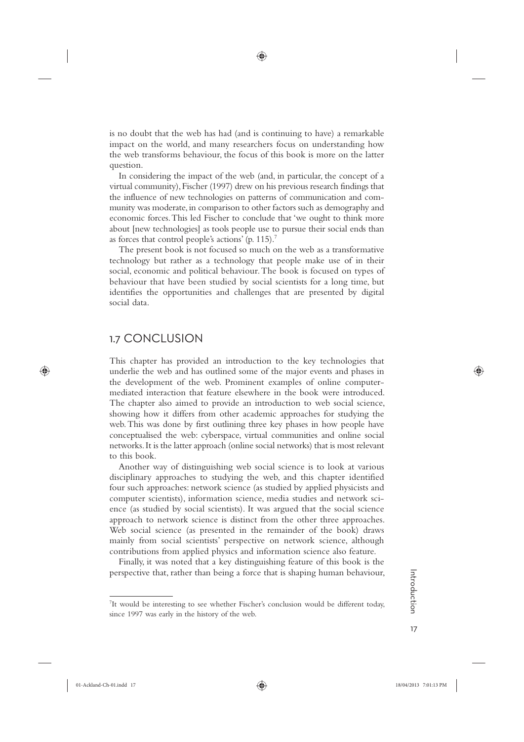is no doubt that the web has had (and is continuing to have) a remarkable impact on the world, and many researchers focus on understanding how the web transforms behaviour, the focus of this book is more on the latter question.

In considering the impact of the web (and, in particular, the concept of a virtual community), Fischer (1997) drew on his previous research findings that the influence of new technologies on patterns of communication and community was moderate, in comparison to other factors such as demography and economic forces. This led Fischer to conclude that 'we ought to think more about [new technologies] as tools people use to pursue their social ends than as forces that control people's actions' (p. 115).[7]

The present book is not focused so much on the web as a transformative technology but rather as a technology that people make use of in their social, economic and political behaviour. The book is focused on types of behaviour that have been studied by social scientists for a long time, but identifies the opportunities and challenges that are presented by digital social data.

## 1.7 CONCLUSION

This chapter has provided an introduction to the key technologies that underlie the web and has outlined some of the major events and phases in the development of the web. Prominent examples of online computer-mediated interaction that feature elsewhere in the book were introduced. The chapter also aimed to provide an introduction to web social science, showing how it differs from other academic approaches for studying the web. This was done by first outlining three key phases in how people have conceptualised the web: cyberspace, virtual communities and online social networks. It is the latter approach (online social networks) that is most relevant to this book.

Another way of distinguishing web social science is to look at various disciplinary approaches to studying the web, and this chapter identified four such approaches: network science (as studied by applied physicists and computer scientists), information science, media studies and network science (as studied by social scientists). It was argued that the social science approach to network science is distinct from the other three approaches. Web social science (as presented in the remainder of the book) draws mainly from social scientists' perspective on network science, although contributions from applied physics and information science also feature.

Finally, it was noted that a key distinguishing feature of this book is the perspective that, rather than being a force that is shaping human behaviour,

---

[7] It would be interesting to see whether Fischer's conclusion would be different today, since 1997 was early in the history of the web.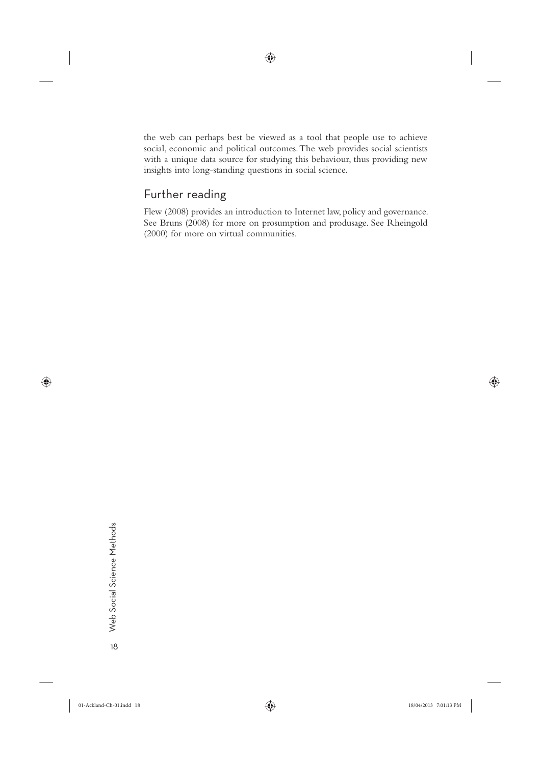the web can perhaps best be viewed as a tool that people use to achieve social, economic and political outcomes. The web provides social scientists with a unique data source for studying this behaviour, thus providing new insights into long-standing questions in social science.

## Further reading

Flew (2008) provides an introduction to Internet law, policy and governance. See Bruns (2008) for more on prosumption and produsage. See Rheingold (2000) for more on virtual communities.